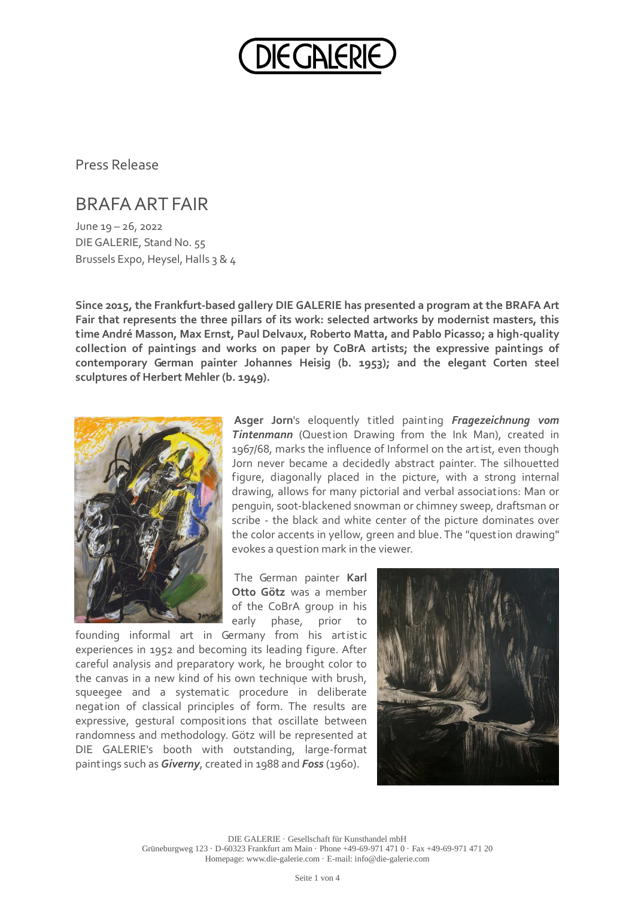Press Release

# BRAFA ART FAIR

June 19 – 26, 2022
DIE GALERIE, Stand No. 55
Brussels Expo, Heysel, Halls 3 & 4

**Since 2015, the Frankfurt-based gallery DIE GALERIE has presented a program at the BRAFA Art Fair that represents the three pillars of its work: selected artworks by modernist masters, this time André Masson, Max Ernst, Paul Delvaux, Roberto Matta, and Pablo Picasso; a high-quality collection of paintings and works on paper by CoBrA artists; the expressive paintings of contemporary German painter Johannes Heisig (b. 1953); and the elegant Corten steel sculptures of Herbert Mehler (b. 1949).**

**Asger Jorn**'s eloquently titled painting ***Fragezeichnung vom Tintenmann*** (Question Drawing from the Ink Man), created in 1967/68, marks the influence of Informel on the artist, even though Jorn never became a decidedly abstract painter. The silhouetted figure, diagonally placed in the picture, with a strong internal drawing, allows for many pictorial and verbal associations: Man or penguin, soot-blackened snowman or chimney sweep, draftsman or scribe - the black and white center of the picture dominates over the color accents in yellow, green and blue. The "question drawing" evokes a question mark in the viewer.

The German painter **Karl Otto Götz** was a member of the CoBrA group in his early phase, prior to founding informal art in Germany from his artistic experiences in 1952 and becoming its leading figure. After careful analysis and preparatory work, he brought color to the canvas in a new kind of his own technique with brush, squeegee and a systematic procedure in deliberate negation of classical principles of form. The results are expressive, gestural compositions that oscillate between randomness and methodology. Götz will be represented at DIE GALERIE's booth with outstanding, large-format paintings such as ***Giverny***, created in 1988 and ***Foss*** (1960).

DIE GALERIE · Gesellschaft für Kunsthandel mbH
Grüneburgweg 123 · D-60323 Frankfurt am Main · Phone +49-69-971 471 0 · Fax +49-69-971 471 20
Homepage: www.die-galerie.com · E-mail: info@die-galerie.com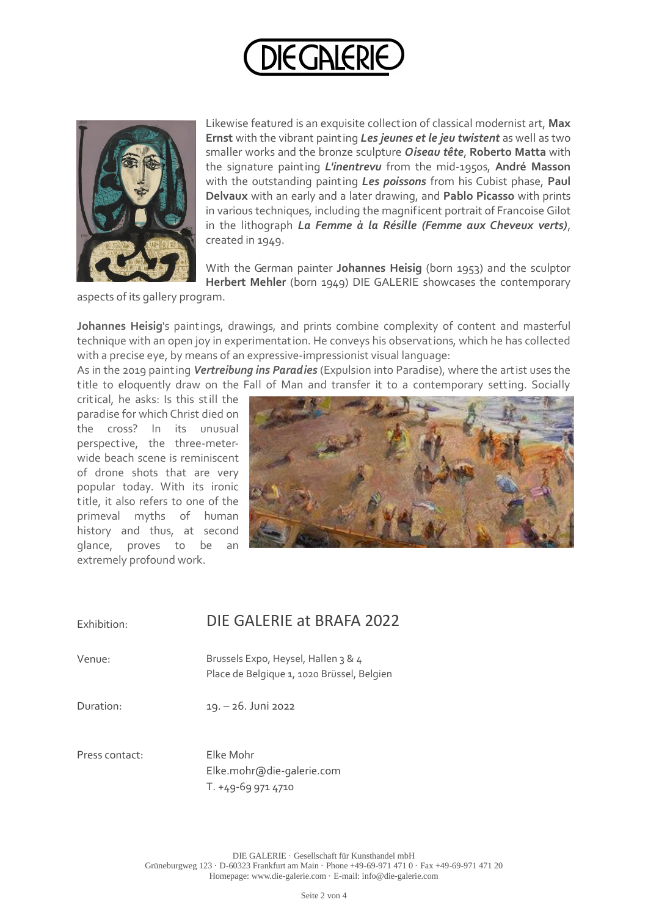Likewise featured is an exquisite collection of classical modernist art, **Max Ernst** with the vibrant painting ***Les jeunes et le jeu twistent*** as well as two smaller works and the bronze sculpture ***Oiseau tête***, **Roberto Matta** with the signature painting ***L'inentrevu*** from the mid-1950s, **André Masson** with the outstanding painting ***Les poissons*** from his Cubist phase, **Paul Delvaux** with an early and a later drawing, and **Pablo Picasso** with prints in various techniques, including the magnificent portrait of Francoise Gilot in the lithograph ***La Femme à la Résille (Femme aux Cheveux verts)***, created in 1949.

With the German painter **Johannes Heisig** (born 1953) and the sculptor **Herbert Mehler** (born 1949) DIE GALERIE showcases the contemporary aspects of its gallery program.

**Johannes Heisig**'s paintings, drawings, and prints combine complexity of content and masterful technique with an open joy in experimentation. He conveys his observations, which he has collected with a precise eye, by means of an expressive-impressionist visual language:
As in the 2019 painting ***Vertreibung ins Paradies*** (Expulsion into Paradise), where the artist uses the title to eloquently draw on the Fall of Man and transfer it to a contemporary setting. Socially critical, he asks: Is this still the paradise for which Christ died on the cross? In its unusual perspective, the three-meter-wide beach scene is reminiscent of drone shots that are very popular today. With its ironic title, it also refers to one of the primeval myths of human history and thus, at second glance, proves to be an extremely profound work.

| | |
|---|---|
| Exhibition: | DIE GALERIE at BRAFA 2022 |
| Venue: | Brussels Expo, Heysel, Hallen 3 & 4<br>Place de Belgique 1, 1020 Brüssel, Belgien |
| Duration: | 19. – 26. Juni 2022 |
| Press contact: | Elke Mohr<br>Elke.mohr@die-galerie.com<br>T. +49-69 971 4710 |

DIE GALERIE · Gesellschaft für Kunsthandel mbH
Grüneburgweg 123 · D-60323 Frankfurt am Main · Phone +49-69-971 471 0 · Fax +49-69-971 471 20
Homepage: www.die-galerie.com · E-mail: info@die-galerie.com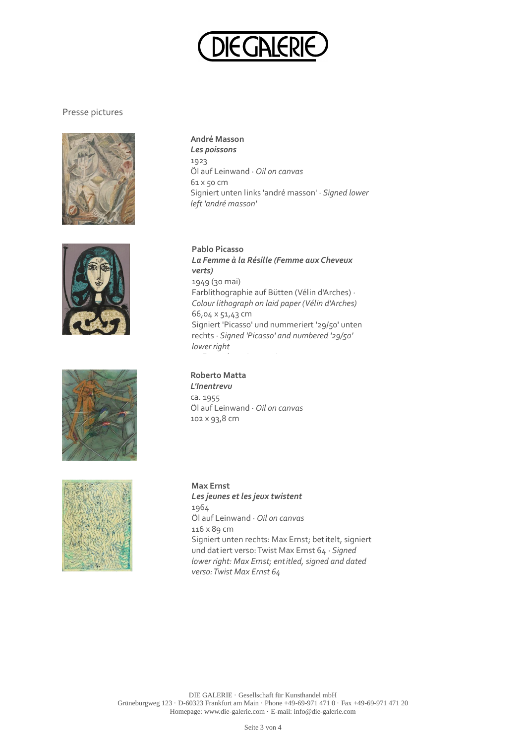Presse pictures

**André Masson**
***Les poissons***
1923
Öl auf Leinwand · *Oil on canvas*
61 x 50 cm
Signiert unten links 'andré masson' · *Signed lower left 'andré masson'*

**Pablo Picasso**
***La Femme à la Résille (Femme aux Cheveux verts)***
1949 (30 mai)
Farblithographie auf Bütten (Vélin d'Arches) · *Colour lithograph on laid paper (Vélin d'Arches)*
66,04 x 51,43 cm
Signiert 'Picasso' und nummeriert '29/50' unten rechts · *Signed 'Picasso' and numbered '29/50' lower right*

**Roberto Matta**
***L'Inentrevu***
ca. 1955
Öl auf Leinwand · *Oil on canvas*
102 x 93,8 cm

**Max Ernst**
***Les jeunes et les jeux twistent***
1964
Öl auf Leinwand · *Oil on canvas*
116 x 89 cm
Signiert unten rechts: Max Ernst; betitelt, signiert und datiert verso: Twist Max Ernst 64 · *Signed lower right: Max Ernst; entitled, signed and dated verso: Twist Max Ernst 64*

DIE GALERIE · Gesellschaft für Kunsthandel mbH
Grüneburgweg 123 · D-60323 Frankfurt am Main · Phone +49-69-971 471 0 · Fax +49-69-971 471 20
Homepage: www.die-galerie.com · E-mail: info@die-galerie.com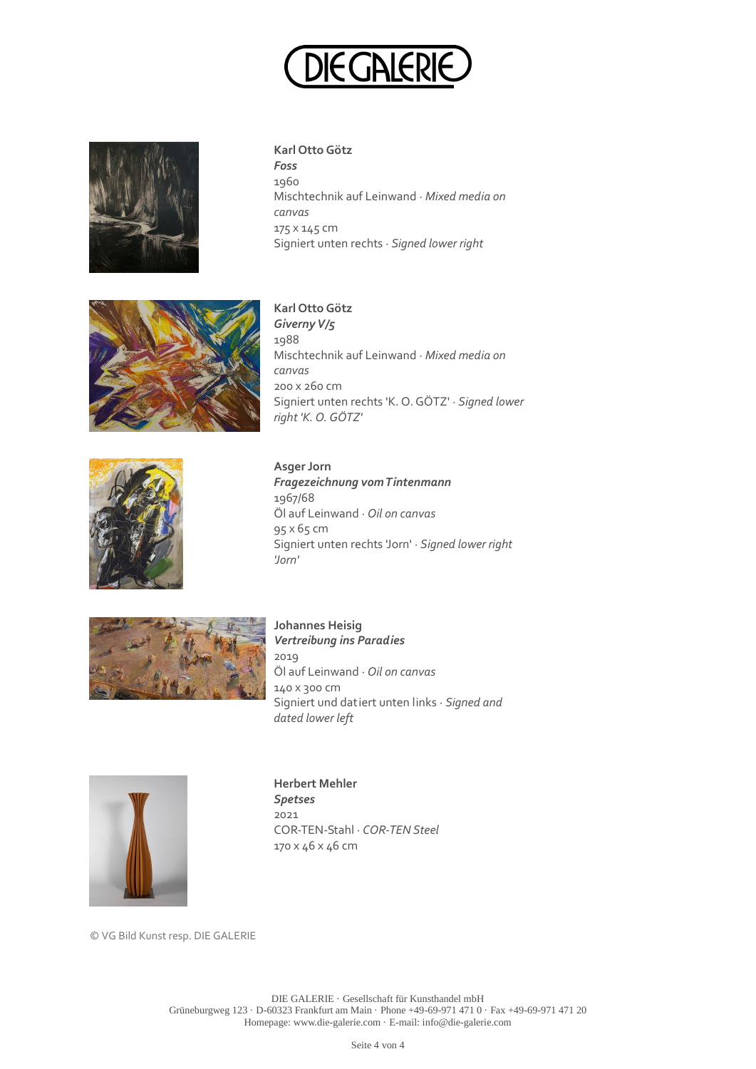**Karl Otto Götz**
***Foss***
1960
Mischtechnik auf Leinwand · *Mixed media on canvas*
175 x 145 cm
Signiert unten rechts · *Signed lower right*

**Karl Otto Götz**
***Giverny V/5***
1988
Mischtechnik auf Leinwand · *Mixed media on canvas*
200 x 260 cm
Signiert unten rechts 'K. O. GÖTZ' · *Signed lower right 'K. O. GÖTZ'*

**Asger Jorn**
***Fragezeichnung vom Tintenmann***
1967/68
Öl auf Leinwand · *Oil on canvas*
95 x 65 cm
Signiert unten rechts 'Jorn' · *Signed lower right 'Jorn'*

**Johannes Heisig**
***Vertreibung ins Paradies***
2019
Öl auf Leinwand · *Oil on canvas*
140 x 300 cm
Signiert und datiert unten links · *Signed and dated lower left*

**Herbert Mehler**
***Spetses***
2021
COR-TEN-Stahl · *COR-TEN Steel*
170 x 46 x 46 cm

© VG Bild Kunst resp. DIE GALERIE

DIE GALERIE · Gesellschaft für Kunsthandel mbH
Grüneburgweg 123 · D-60323 Frankfurt am Main · Phone +49-69-971 471 0 · Fax +49-69-971 471 20
Homepage: www.die-galerie.com · E-mail: info@die-galerie.com